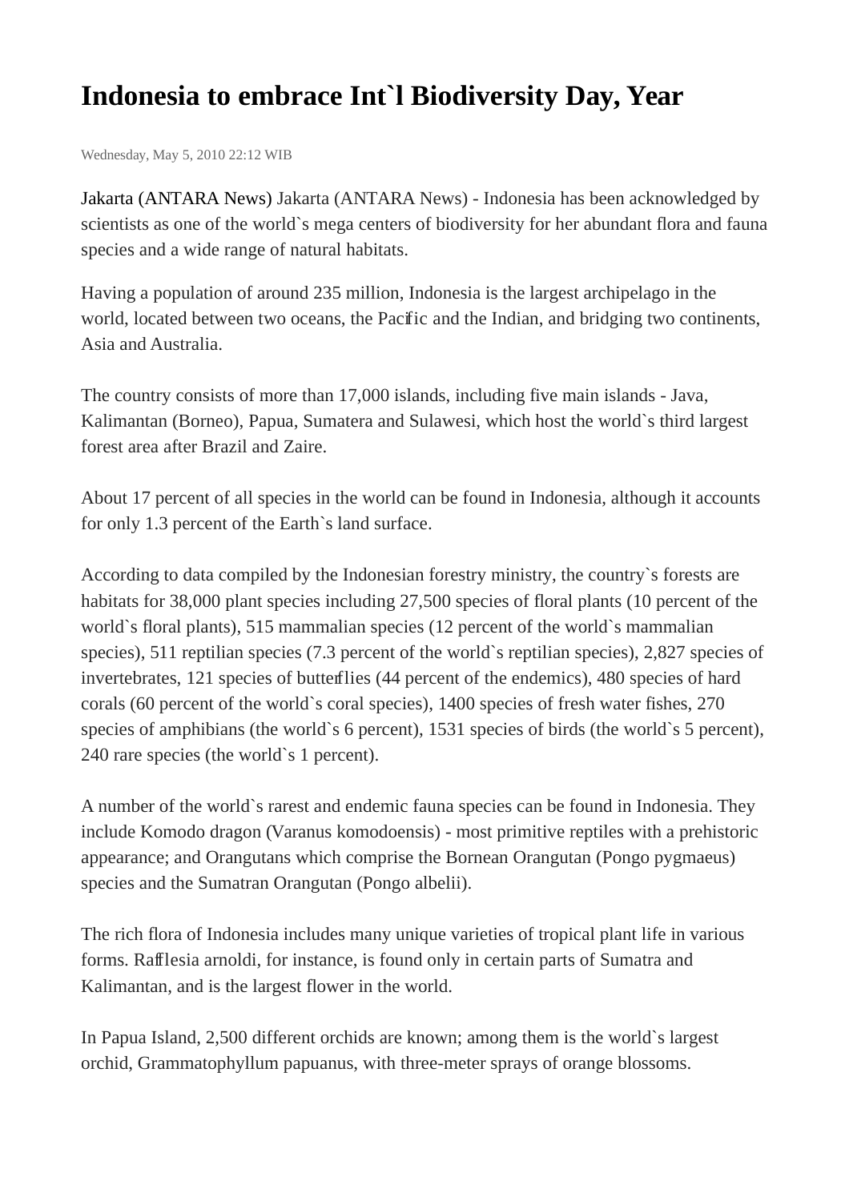# Indonesia to embrace Int`l Biodiversity Day, Year

Wednesday, May 5, 2010 22:12 WIB

Jakarta (ANTARA News) Jakarta (ANTARA News) - Indonesia has been acknowledged by scientists as one of the world`s mega centers of biodiversity for her abundant flora and fauna species and a wide range of natural habitats.

Having a population of around 235 million, Indonesia is the largest archipelago in the world, located between two oceans, the Pacific and the Indian, and bridging two continents, Asia and Australia.

The country consists of more than 17,000 islands, including five main islands - Java, Kalimantan (Borneo), Papua, Sumatera and Sulawesi, which host the world`s third largest forest area after Brazil and Zaire.

About 17 percent of all species in the world can be found in Indonesia, although it accounts for only 1.3 percent of the Earth`s land surface.

According to data compiled by the Indonesian forestry ministry, the country`s forests are habitats for 38,000 plant species including 27,500 species of floral plants (10 percent of the world`s floral plants), 515 mammalian species (12 percent of the world`s mammalian species), 511 reptilian species (7.3 percent of the world`s reptilian species), 2,827 species of invertebrates, 121 species of butterflies (44 percent of the endemics), 480 species of hard corals (60 percent of the world`s coral species), 1400 species of fresh water fishes, 270 species of amphibians (the world`s 6 percent), 1531 species of birds (the world`s 5 percent), 240 rare species (the world`s 1 percent).

A number of the world`s rarest and endemic fauna species can be found in Indonesia. They include Komodo dragon (Varanus komodoensis) - most primitive reptiles with a prehistoric appearance; and Orangutans which comprise the Bornean Orangutan (Pongo pygmaeus) species and the Sumatran Orangutan (Pongo albelii).

The rich flora of Indonesia includes many unique varieties of tropical plant life in various forms. Rafflesia arnoldi, for instance, is found only in certain parts of Sumatra and Kalimantan, and is the largest flower in the world.

In Papua Island, 2,500 different orchids are known; among them is the world`s largest orchid, Grammatophyllum papuanus, with three-meter sprays of orange blossoms.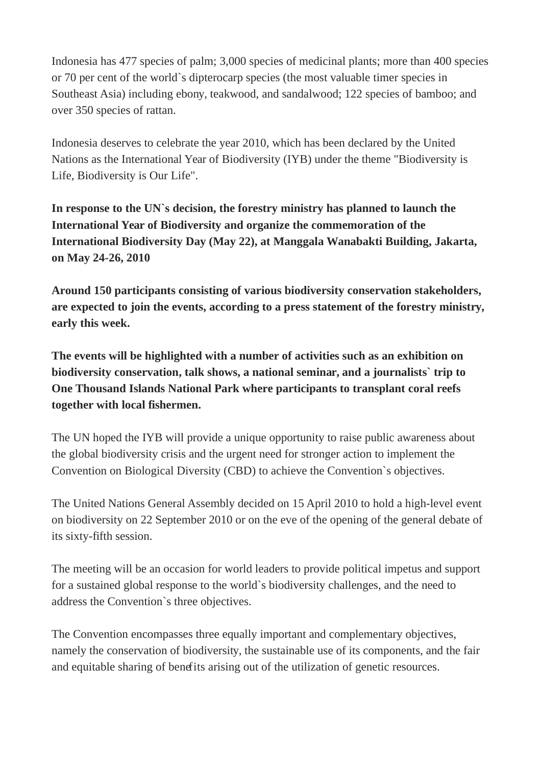Indonesia has 477 species of palm; 3,000 species of medicinal plants; more than 400 species or 70 per cent of the world`s dipterocarp species (the most valuable timer species in Southeast Asia) including ebony, teakwood, and sandalwood; 122 species of bamboo; and over 350 species of rattan.

Indonesia deserves to celebrate the year 2010, which has been declared by the United Nations as the International Year of Biodiversity (IYB) under the theme "Biodiversity is Life, Biodiversity is Our Life".

**In response to the UN`s decision, the forestry ministry has planned to launch the International Year of Biodiversity and organize the commemoration of the International Biodiversity Day (May 22), at Manggala Wanabakti Building, Jakarta, on May 24-26, 2010**

**Around 150 participants consisting of various biodiversity conservation stakeholders, are expected to join the events, according to a press statement of the forestry ministry, early this week.**

**The events will be highlighted with a number of activities such as an exhibition on biodiversity conservation, talk shows, a national seminar, and a journalists` trip to One Thousand Islands National Park where participants to transplant coral reefs together with local fishermen.**

The UN hoped the IYB will provide a unique opportunity to raise public awareness about the global biodiversity crisis and the urgent need for stronger action to implement the Convention on Biological Diversity (CBD) to achieve the Convention`s objectives.

The United Nations General Assembly decided on 15 April 2010 to hold a high-level event on biodiversity on 22 September 2010 or on the eve of the opening of the general debate of its sixty-fifth session.

The meeting will be an occasion for world leaders to provide political impetus and support for a sustained global response to the world`s biodiversity challenges, and the need to address the Convention`s three objectives.

The Convention encompasses three equally important and complementary objectives, namely the conservation of biodiversity, the sustainable use of its components, and the fair and equitable sharing of benefits arising out of the utilization of genetic resources.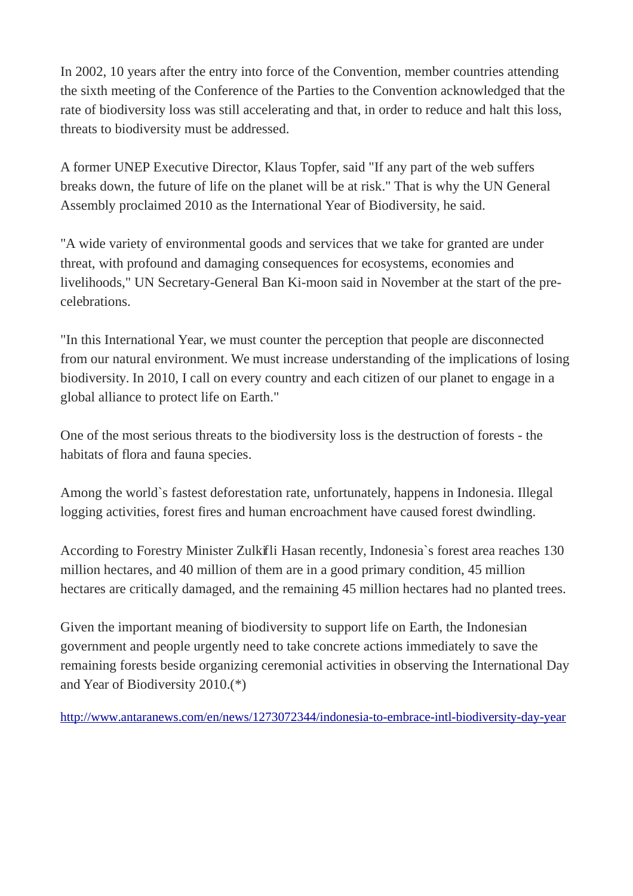In 2002, 10 years after the entry into force of the Convention, member countries attending the sixth meeting of the Conference of the Parties to the Convention acknowledged that the rate of biodiversity loss was still accelerating and that, in order to reduce and halt this loss, threats to biodiversity must be addressed.

A former UNEP Executive Director, Klaus Topfer, said "If any part of the web suffers breaks down, the future of life on the planet will be at risk." That is why the UN General Assembly proclaimed 2010 as the International Year of Biodiversity, he said.

"A wide variety of environmental goods and services that we take for granted are under threat, with profound and damaging consequences for ecosystems, economies and livelihoods," UN Secretary-General Ban Ki-moon said in November at the start of the pre-celebrations.

"In this International Year, we must counter the perception that people are disconnected from our natural environment. We must increase understanding of the implications of losing biodiversity. In 2010, I call on every country and each citizen of our planet to engage in a global alliance to protect life on Earth."

One of the most serious threats to the biodiversity loss is the destruction of forests - the habitats of flora and fauna species.

Among the world`s fastest deforestation rate, unfortunately, happens in Indonesia. Illegal logging activities, forest fires and human encroachment have caused forest dwindling.

According to Forestry Minister Zulkifli Hasan recently, Indonesia`s forest area reaches 130 million hectares, and 40 million of them are in a good primary condition, 45 million hectares are critically damaged, and the remaining 45 million hectares had no planted trees.

Given the important meaning of biodiversity to support life on Earth, the Indonesian government and people urgently need to take concrete actions immediately to save the remaining forests beside organizing ceremonial activities in observing the International Day and Year of Biodiversity 2010.(*)

http://www.antaranews.com/en/news/1273072344/indonesia-to-embrace-intl-biodiversity-day-year